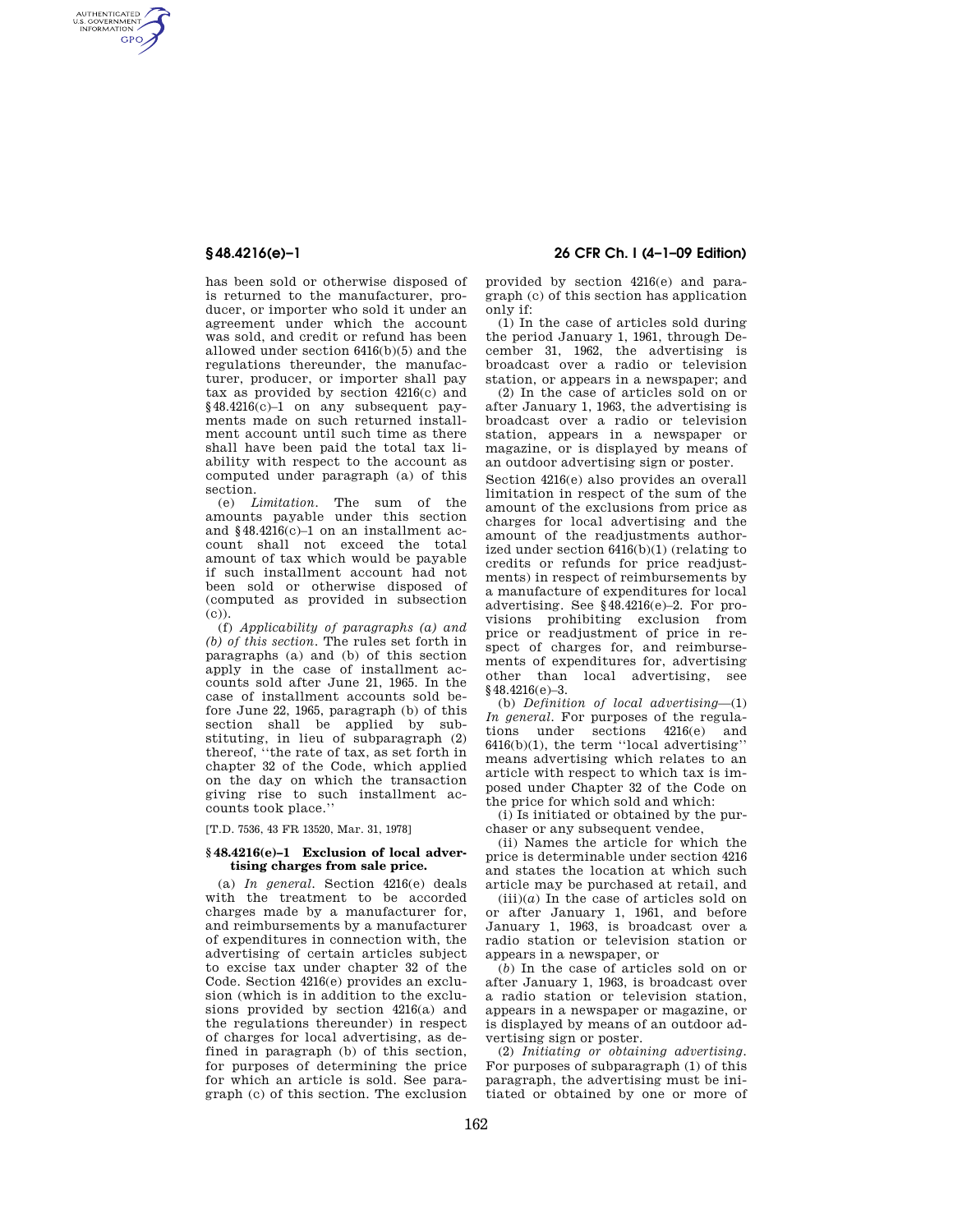has been sold or otherwise disposed of is returned to the manufacturer, producer, or importer who sold it under an agreement under which the account was sold, and credit or refund has been allowed under section 6416(b)(5) and the regulations thereunder, the manufacturer, producer, or importer shall pay tax as provided by section 4216(c) and §48.4216(c)–1 on any subsequent payments made on such returned installment account until such time as there shall have been paid the total tax liability with respect to the account as computed under paragraph (a) of this section.

(e) *Limitation.* The sum of the amounts payable under this section and §48.4216(c)–1 on an installment account shall not exceed the total amount of tax which would be payable if such installment account had not been sold or otherwise disposed of (computed as provided in subsection (c)).

(f) *Applicability of paragraphs (a) and (b) of this section.* The rules set forth in paragraphs (a) and (b) of this section apply in the case of installment accounts sold after June 21, 1965. In the case of installment accounts sold before June 22, 1965, paragraph (b) of this section shall be applied by substituting, in lieu of subparagraph (2) thereof, ''the rate of tax, as set forth in chapter 32 of the Code, which applied on the day on which the transaction giving rise to such installment accounts took place.''

[T.D. 7536, 43 FR 13520, Mar. 31, 1978]

### §48.4216(e)–1 Exclusion of local advertising charges from sale price.

(a) *In general.* Section 4216(e) deals with the treatment to be accorded charges made by a manufacturer for, and reimbursements by a manufacturer of expenditures in connection with, the advertising of certain articles subject to excise tax under chapter 32 of the Code. Section 4216(e) provides an exclusion (which is in addition to the exclusions provided by section 4216(a) and the regulations thereunder) in respect of charges for local advertising, as defined in paragraph (b) of this section, for purposes of determining the price for which an article is sold. See paragraph (c) of this section. The exclusion provided by section 4216(e) and paragraph (c) of this section has application only if:

(1) In the case of articles sold during the period January 1, 1961, through December 31, 1962, the advertising is broadcast over a radio or television station, or appears in a newspaper; and

(2) In the case of articles sold on or after January 1, 1963, the advertising is broadcast over a radio or television station, appears in a newspaper or magazine, or is displayed by means of an outdoor advertising sign or poster.

Section 4216(e) also provides an overall limitation in respect of the sum of the amount of the exclusions from price as charges for local advertising and the amount of the readjustments authorized under section 6416(b)(1) (relating to credits or refunds for price readjustments) in respect of reimbursements by a manufacture of expenditures for local advertising. See §48.4216(e)–2. For provisions prohibiting exclusion from price or readjustment of price in respect of charges for, and reimbursements of expenditures for, advertising other than local advertising, see §48.4216(e)–3.

(b) *Definition of local advertising*—(1) *In general.* For purposes of the regulations under sections 4216(e) and 6416(b)(1), the term ''local advertising'' means advertising which relates to an article with respect to which tax is imposed under Chapter 32 of the Code on the price for which sold and which:

(i) Is initiated or obtained by the purchaser or any subsequent vendee,

(ii) Names the article for which the price is determinable under section 4216 and states the location at which such article may be purchased at retail, and

(iii)(*a*) In the case of articles sold on or after January 1, 1961, and before January 1, 1963, is broadcast over a radio station or television station or appears in a newspaper, or

(*b*) In the case of articles sold on or after January 1, 1963, is broadcast over a radio station or television station, appears in a newspaper or magazine, or is displayed by means of an outdoor advertising sign or poster.

(2) *Initiating or obtaining advertising.* For purposes of subparagraph (1) of this paragraph, the advertising must be initiated or obtained by one or more of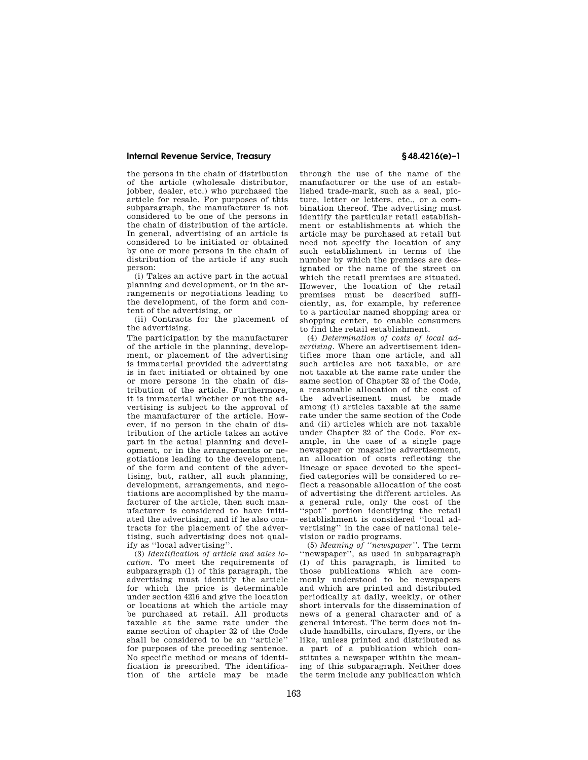the persons in the chain of distribution of the article (wholesale distributor, jobber, dealer, etc.) who purchased the article for resale. For purposes of this subparagraph, the manufacturer is not considered to be one of the persons in the chain of distribution of the article. In general, advertising of an article is considered to be initiated or obtained by one or more persons in the chain of distribution of the article if any such person:

(i) Takes an active part in the actual planning and development, or in the arrangements or negotiations leading to the development, of the form and content of the advertising, or

(ii) Contracts for the placement of the advertising.

The participation by the manufacturer of the article in the planning, development, or placement of the advertising is immaterial provided the advertising is in fact initiated or obtained by one or more persons in the chain of distribution of the article. Furthermore, it is immaterial whether or not the advertising is subject to the approval of the manufacturer of the article. However, if no person in the chain of distribution of the article takes an active part in the actual planning and development, or in the arrangements or negotiations leading to the development, of the form and content of the advertising, but, rather, all such planning, development, arrangements, and negotiations are accomplished by the manufacturer of the article, then such manufacturer is considered to have initiated the advertising, and if he also contracts for the placement of the advertising, such advertising does not qualify as ''local advertising''.

(3) *Identification of article and sales location.* To meet the requirements of subparagraph (1) of this paragraph, the advertising must identify the article for which the price is determinable under section 4216 and give the location or locations at which the article may be purchased at retail. All products taxable at the same rate under the same section of chapter 32 of the Code shall be considered to be an ''article'' for purposes of the preceding sentence. No specific method or means of identification is prescribed. The identification of the article may be made through the use of the name of the manufacturer or the use of an established trade-mark, such as a seal, picture, letter or letters, etc., or a combination thereof. The advertising must identify the particular retail establishment or establishments at which the article may be purchased at retail but need not specify the location of any such establishment in terms of the number by which the premises are designated or the name of the street on which the retail premises are situated. However, the location of the retail premises must be described sufficiently, as, for example, by reference to a particular named shopping area or shopping center, to enable consumers to find the retail establishment.

(4) *Determination of costs of local advertising.* Where an advertisement identifies more than one article, and all such articles are not taxable, or are not taxable at the same rate under the same section of Chapter 32 of the Code, a reasonable allocation of the cost of the advertisement must be made among (i) articles taxable at the same rate under the same section of the Code and (ii) articles which are not taxable under Chapter 32 of the Code. For example, in the case of a single page newspaper or magazine advertisement, an allocation of costs reflecting the lineage or space devoted to the specified categories will be considered to reflect a reasonable allocation of the cost of advertising the different articles. As a general rule, only the cost of the ''spot'' portion identifying the retail establishment is considered ''local advertising'' in the case of national television or radio programs.

(5) *Meaning of ''newspaper''.* The term ''newspaper'', as used in subparagraph (1) of this paragraph, is limited to those publications which are commonly understood to be newspapers and which are printed and distributed periodically at daily, weekly, or other short intervals for the dissemination of news of a general character and of a general interest. The term does not include handbills, circulars, flyers, or the like, unless printed and distributed as a part of a publication which constitutes a newspaper within the meaning of this subparagraph. Neither does the term include any publication which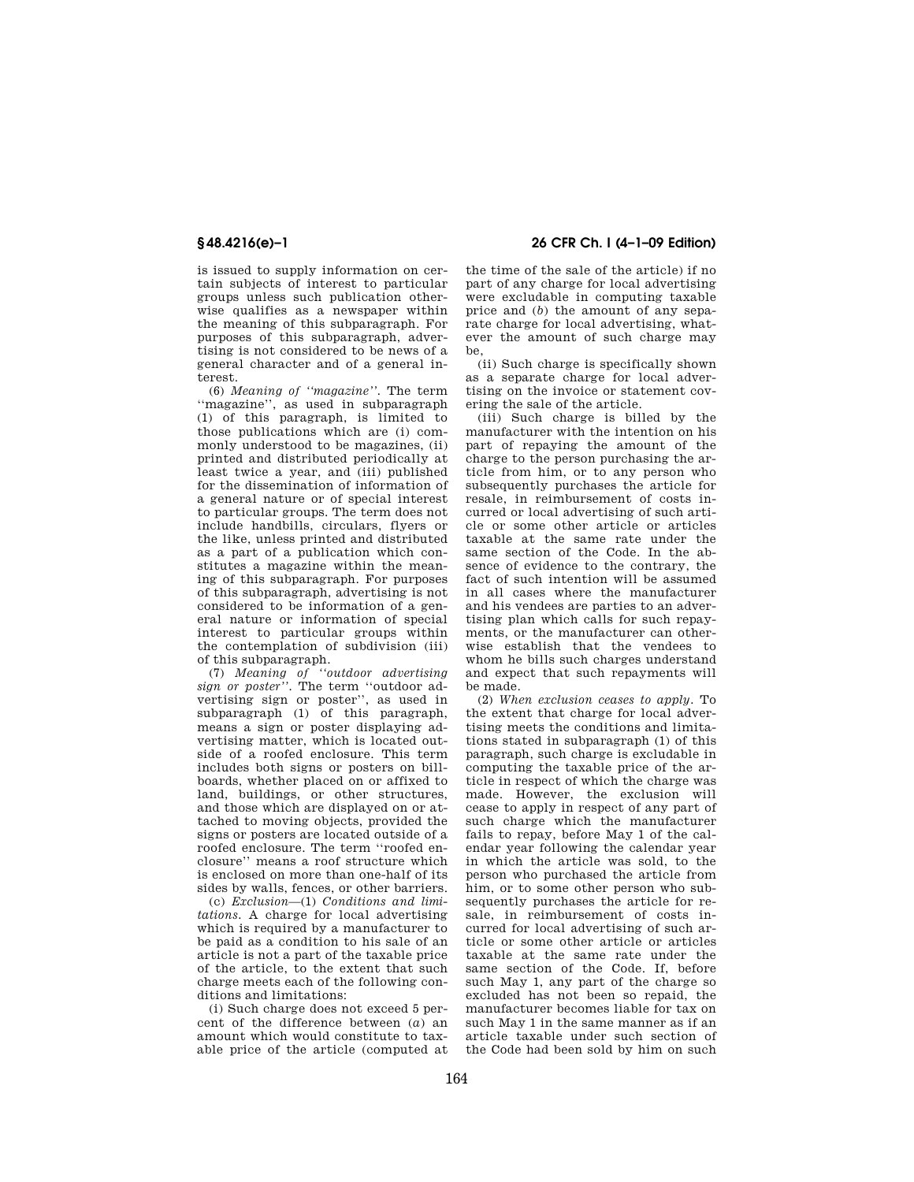is issued to supply information on certain subjects of interest to particular groups unless such publication otherwise qualifies as a newspaper within the meaning of this subparagraph. For purposes of this subparagraph, advertising is not considered to be news of a general character and of a general interest.

(6) *Meaning of ''magazine''*. The term ''magazine'', as used in subparagraph (1) of this paragraph, is limited to those publications which are (i) commonly understood to be magazines, (ii) printed and distributed periodically at least twice a year, and (iii) published for the dissemination of information of a general nature or of special interest to particular groups. The term does not include handbills, circulars, flyers or the like, unless printed and distributed as a part of a publication which constitutes a magazine within the meaning of this subparagraph. For purposes of this subparagraph, advertising is not considered to be information of a general nature or information of special interest to particular groups within the contemplation of subdivision (iii) of this subparagraph.

(7) *Meaning of ''outdoor advertising sign or poster''*. The term ''outdoor advertising sign or poster'', as used in subparagraph (1) of this paragraph, means a sign or poster displaying advertising matter, which is located outside of a roofed enclosure. This term includes both signs or posters on billboards, whether placed on or affixed to land, buildings, or other structures, and those which are displayed on or attached to moving objects, provided the signs or posters are located outside of a roofed enclosure. The term ''roofed enclosure'' means a roof structure which is enclosed on more than one-half of its sides by walls, fences, or other barriers.

(c) *Exclusion*—(1) *Conditions and limitations*. A charge for local advertising which is required by a manufacturer to be paid as a condition to his sale of an article is not a part of the taxable price of the article, to the extent that such charge meets each of the following conditions and limitations:

(i) Such charge does not exceed 5 percent of the difference between (*a*) an amount which would constitute to taxable price of the article (computed at the time of the sale of the article) if no part of any charge for local advertising were excludable in computing taxable price and (*b*) the amount of any separate charge for local advertising, whatever the amount of such charge may be,

(ii) Such charge is specifically shown as a separate charge for local advertising on the invoice or statement covering the sale of the article.

(iii) Such charge is billed by the manufacturer with the intention on his part of repaying the amount of the charge to the person purchasing the article from him, or to any person who subsequently purchases the article for resale, in reimbursement of costs incurred or local advertising of such article or some other article or articles taxable at the same rate under the same section of the Code. In the absence of evidence to the contrary, the fact of such intention will be assumed in all cases where the manufacturer and his vendees are parties to an advertising plan which calls for such repayments, or the manufacturer can otherwise establish that the vendees to whom he bills such charges understand and expect that such repayments will be made.

(2) *When exclusion ceases to apply*. To the extent that charge for local advertising meets the conditions and limitations stated in subparagraph (1) of this paragraph, such charge is excludable in computing the taxable price of the article in respect of which the charge was made. However, the exclusion will cease to apply in respect of any part of such charge which the manufacturer fails to repay, before May 1 of the calendar year following the calendar year in which the article was sold, to the person who purchased the article from him, or to some other person who subsequently purchases the article for resale, in reimbursement of costs incurred for local advertising of such article or some other article or articles taxable at the same rate under the same section of the Code. If, before such May 1, any part of the charge so excluded has not been so repaid, the manufacturer becomes liable for tax on such May 1 in the same manner as if an article taxable under such section of the Code had been sold by him on such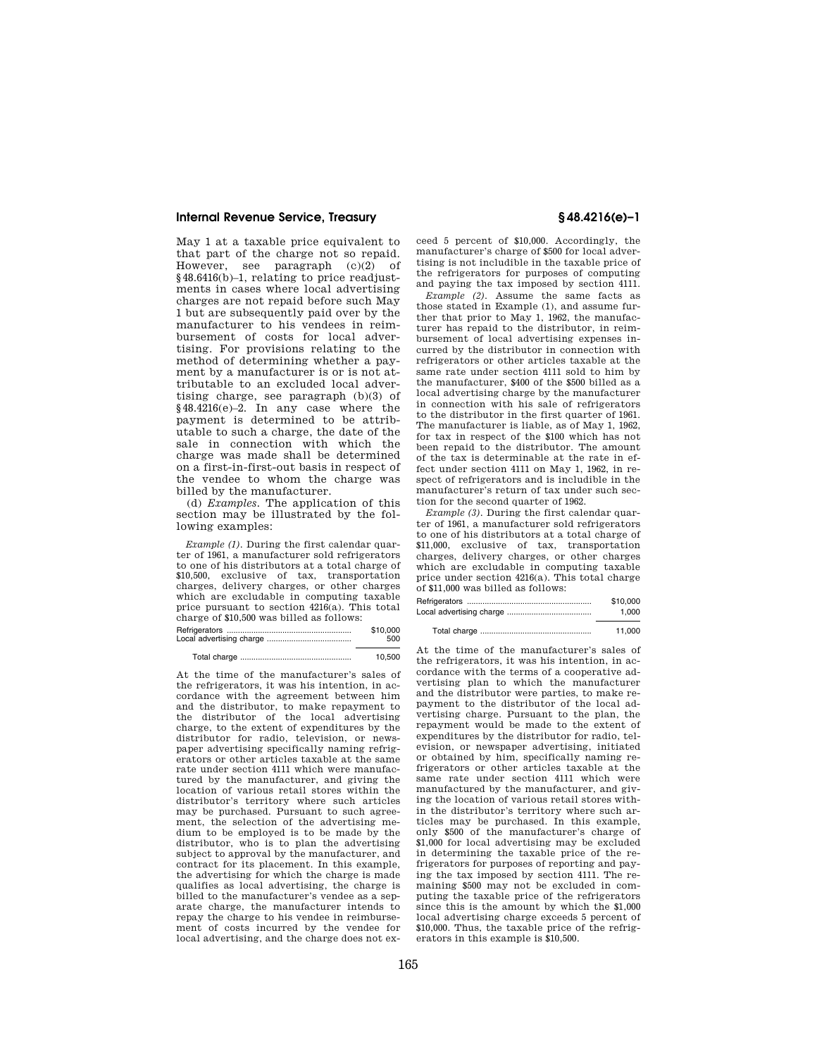May 1 at a taxable price equivalent to that part of the charge not so repaid. However, see paragraph (c)(2) of §48.6416(b)–1, relating to price readjustments in cases where local advertising charges are not repaid before such May 1 but are subsequently paid over by the manufacturer to his vendees in reimbursement of costs for local advertising. For provisions relating to the method of determining whether a payment by a manufacturer is or is not attributable to an excluded local advertising charge, see paragraph (b)(3) of §48.4216(e)–2. In any case where the payment is determined to be attributable to such a charge, the date of the sale in connection with which the charge was made shall be determined on a first-in-first-out basis in respect of the vendee to whom the charge was billed by the manufacturer.

(d) *Examples.* The application of this section may be illustrated by the following examples:

*Example (1).* During the first calendar quarter of 1961, a manufacturer sold refrigerators to one of his distributors at a total charge of $10,500, exclusive of tax, transportation charges, delivery charges, or other charges which are excludable in computing taxable price pursuant to section 4216(a). This total charge of $10,500 was billed as follows:

| | |
|---|---|
| Refrigerators | $10,000 |
| Local advertising charge | 500 |
| Total charge | 10,500 |

At the time of the manufacturer's sales of the refrigerators, it was his intention, in accordance with the agreement between him and the distributor, to make repayment to the distributor of the local advertising charge, to the extent of expenditures by the distributor for radio, television, or newspaper advertising specifically naming refrigerators or other articles taxable at the same rate under section 4111 which were manufactured by the manufacturer, and giving the location of various retail stores within the distributor's territory where such articles may be purchased. Pursuant to such agreement, the selection of the advertising medium to be employed is to be made by the distributor, who is to plan the advertising subject to approval by the manufacturer, and contract for its placement. In this example, the advertising for which the charge is made qualifies as local advertising, the charge is billed to the manufacturer's vendee as a separate charge, the manufacturer intends to repay the charge to his vendee in reimbursement of costs incurred by the vendee for local advertising, and the charge does not exceed 5 percent of $10,000. Accordingly, the manufacturer's charge of $500 for local advertising is not includible in the taxable price of the refrigerators for purposes of computing and paying the tax imposed by section 4111.

*Example (2).* Assume the same facts as those stated in Example (1), and assume further that prior to May 1, 1962, the manufacturer has repaid to the distributor, in reimbursement of local advertising expenses incurred by the distributor in connection with refrigerators or other articles taxable at the same rate under section 4111 sold to him by the manufacturer, $400 of the $500 billed as a local advertising charge by the manufacturer in connection with his sale of refrigerators to the distributor in the first quarter of 1961. The manufacturer is liable, as of May 1, 1962, for tax in respect of the $100 which has not been repaid to the distributor. The amount of the tax is determinable at the rate in effect under section 4111 on May 1, 1962, in respect of refrigerators and is includible in the manufacturer's return of tax under such section for the second quarter of 1962.

*Example (3).* During the first calendar quarter of 1961, a manufacturer sold refrigerators to one of his distributors at a total charge of $11,000, exclusive of tax, transportation charges, delivery charges, or other charges which are excludable in computing taxable price under section 4216(a). This total charge of $11,000 was billed as follows:

| | |
|---|---|
| Refrigerators | $10,000 |
| Local advertising charge | 1,000 |
| Total charge | 11,000 |

At the time of the manufacturer's sales of the refrigerators, it was his intention, in accordance with the terms of a cooperative advertising plan to which the manufacturer and the distributor were parties, to make repayment to the distributor of the local advertising charge. Pursuant to the plan, the repayment would be made to the extent of expenditures by the distributor for radio, television, or newspaper advertising, initiated or obtained by him, specifically naming refrigerators or other articles taxable at the same rate under section 4111 which were manufactured by the manufacturer, and giving the location of various retail stores within the distributor's territory where such articles may be purchased. In this example, only $500 of the manufacturer's charge of $1,000 for local advertising may be excluded in determining the taxable price of the refrigerators for purposes of reporting and paying the tax imposed by section 4111. The remaining $500 may not be excluded in computing the taxable price of the refrigerators since this is the amount by which the $1,000 local advertising charge exceeds 5 percent of $10,000. Thus, the taxable price of the refrigerators in this example is $10,500.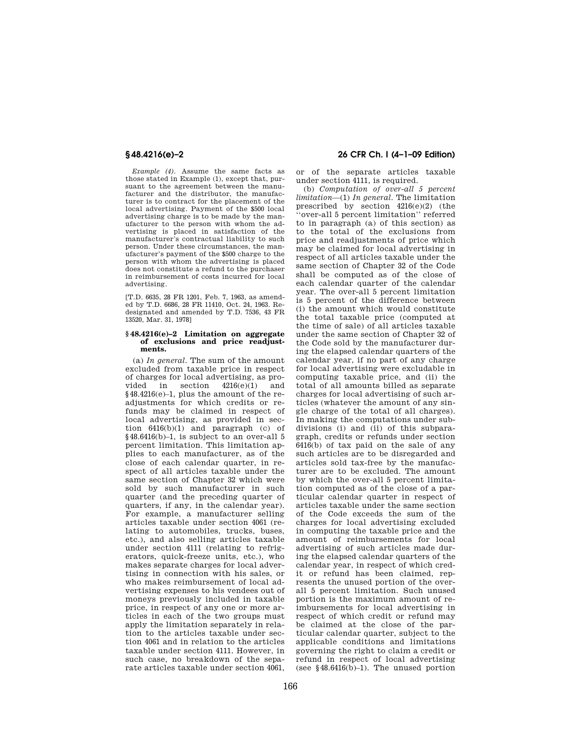*Example (4).* Assume the same facts as those stated in Example (1), except that, pursuant to the agreement between the manufacturer and the distributor, the manufacturer is to contract for the placement of the local advertising. Payment of the $500 local advertising charge is to be made by the manufacturer to the person with whom the advertising is placed in satisfaction of the manufacturer's contractual liability to such person. Under these circumstances, the manufacturer's payment of the $500 charge to the person with whom the advertising is placed does not constitute a refund to the purchaser in reimbursement of costs incurred for local advertising.

[T.D. 6635, 28 FR 1201, Feb. 7, 1963, as amended by T.D. 6686, 28 FR 11410, Oct. 24, 1963. Redesignated and amended by T.D. 7536, 43 FR 13520, Mar. 31, 1978]

### § 48.4216(e)–2 Limitation on aggregate of exclusions and price readjustments.

(a) *In general.* The sum of the amount excluded from taxable price in respect of charges for local advertising, as provided in section 4216(e)(1) and § 48.4216(e)–1, plus the amount of the readjustments for which credits or refunds may be claimed in respect of local advertising, as provided in section 6416(b)(1) and paragraph (c) of § 48.6416(b)–1, is subject to an over-all 5 percent limitation. This limitation applies to each manufacturer, as of the close of each calendar quarter, in respect of all articles taxable under the same section of Chapter 32 which were sold by such manufacturer in such quarter (and the preceding quarter of quarters, if any, in the calendar year). For example, a manufacturer selling articles taxable under section 4061 (relating to automobiles, trucks, buses, etc.), and also selling articles taxable under section 4111 (relating to refrigerators, quick-freeze units, etc.), who makes separate charges for local advertising in connection with his sales, or who makes reimbursement of local advertising expenses to his vendees out of moneys previously included in taxable price, in respect of any one or more articles in each of the two groups must apply the limitation separately in relation to the articles taxable under section 4061 and in relation to the articles taxable under section 4111. However, in such case, no breakdown of the separate articles taxable under section 4061, or of the separate articles taxable under section 4111, is required.

(b) *Computation of over-all 5 percent limitation*—(1) *In general.* The limitation prescribed by section 4216(e)(2) (the ''over-all 5 percent limitation'' referred to in paragraph (a) of this section) as to the total of the exclusions from price and readjustments of price which may be claimed for local advertising in respect of all articles taxable under the same section of Chapter 32 of the Code shall be computed as of the close of each calendar quarter of the calendar year. The over-all 5 percent limitation is 5 percent of the difference between (i) the amount which would constitute the total taxable price (computed at the time of sale) of all articles taxable under the same section of Chapter 32 of the Code sold by the manufacturer during the elapsed calendar quarters of the calendar year, if no part of any charge for local advertising were excludable in computing taxable price, and (ii) the total of all amounts billed as separate charges for local advertising of such articles (whatever the amount of any single charge of the total of all charges). In making the computations under subdivisions (i) and (ii) of this subparagraph, credits or refunds under section 6416(b) of tax paid on the sale of any such articles are to be disregarded and articles sold tax-free by the manufacturer are to be excluded. The amount by which the over-all 5 percent limitation computed as of the close of a particular calendar quarter in respect of articles taxable under the same section of the Code exceeds the sum of the charges for local advertising excluded in computing the taxable price and the amount of reimbursements for local advertising of such articles made during the elapsed calendar quarters of the calendar year, in respect of which credit or refund has been claimed, represents the unused portion of the over-all 5 percent limitation. Such unused portion is the maximum amount of reimbursements for local advertising in respect of which credit or refund may be claimed at the close of the particular calendar quarter, subject to the applicable conditions and limitations governing the right to claim a credit or refund in respect of local advertising (see § 48.6416(b)–1). The unused portion